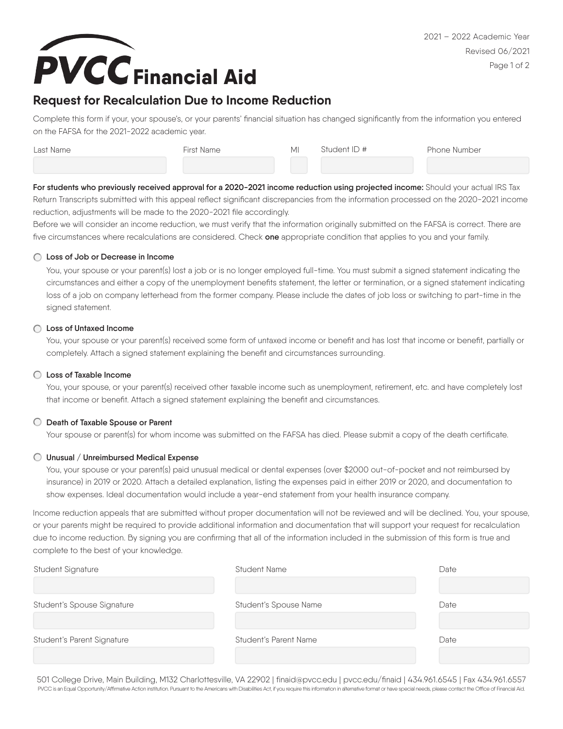# PVCC Financial Aid

2021 – 2022 Academic Year
Revised 06/2021

## Request for Recalculation Due to Income Reduction

Complete this form if your, your spouse's, or your parents' financial situation has changed significantly from the information you entered on the FAFSA for the 2021-2022 academic year.

| Last Name | First Name | MI | Student ID # | Phone Number |
|---|---|---|---|---|
| | | | | |

**For students who previously received approval for a 2020-2021 income reduction using projected income:** Should your actual IRS Tax Return Transcripts submitted with this appeal reflect significant discrepancies from the information processed on the 2020-2021 income reduction, adjustments will be made to the 2020-2021 file accordingly.

Before we will consider an income reduction, we must verify that the information originally submitted on the FAFSA is correct. There are five circumstances where recalculations are considered. Check **one** appropriate condition that applies to you and your family.

- [ ] **Loss of Job or Decrease in Income**

  You, your spouse or your parent(s) lost a job or is no longer employed full-time. You must submit a signed statement indicating the circumstances and either a copy of the unemployment benefits statement, the letter or termination, or a signed statement indicating loss of a job on company letterhead from the former company. Please include the dates of job loss or switching to part-time in the signed statement.

- [ ] **Loss of Untaxed Income**

  You, your spouse or your parent(s) received some form of untaxed income or benefit and has lost that income or benefit, partially or completely. Attach a signed statement explaining the benefit and circumstances surrounding.

- [ ] **Loss of Taxable Income**

  You, your spouse, or your parent(s) received other taxable income such as unemployment, retirement, etc. and have completely lost that income or benefit. Attach a signed statement explaining the benefit and circumstances.

- [ ] **Death of Taxable Spouse or Parent**

  Your spouse or parent(s) for whom income was submitted on the FAFSA has died. Please submit a copy of the death certificate.

- [ ] **Unusual / Unreimbursed Medical Expense**

  You, your spouse or your parent(s) paid unusual medical or dental expenses (over $2000 out-of-pocket and not reimbursed by insurance) in 2019 or 2020. Attach a detailed explanation, listing the expenses paid in either 2019 or 2020, and documentation to show expenses. Ideal documentation would include a year-end statement from your health insurance company.

Income reduction appeals that are submitted without proper documentation will not be reviewed and will be declined. You, your spouse, or your parents might be required to provide additional information and documentation that will support your request for recalculation due to income reduction. By signing you are confirming that all of the information included in the submission of this form is true and complete to the best of your knowledge.

| Student Signature | Student Name | Date |
|---|---|---|
| | | |
| **Student's Spouse Signature** | **Student's Spouse Name** | **Date** |
| | | |
| **Student's Parent Signature** | **Student's Parent Name** | **Date** |
| | | |

501 College Drive, Main Building, M132 Charlottesville, VA 22902 | finaid@pvcc.edu | pvcc.edu/finaid | 434.961.6545 | Fax 434.961.6557

PVCC is an Equal Opportunity/Affirmative Action institution. Pursuant to the Americans with Disabilities Act, if you require this information in alternative format or have special needs, please contact the Office of Financial Aid.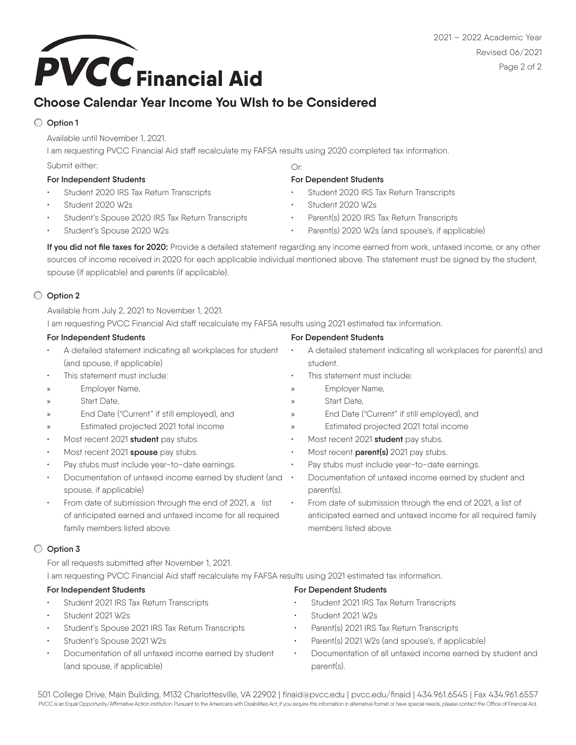# PVCC Financial Aid

2021 – 2022 Academic Year
Revised 06/2021

## Choose Calendar Year Income You WIsh to be Considered

○ **Option 1**

Available until November 1, 2021.

I am requesting PVCC Financial Aid staff recalculate my FAFSA results using 2020 completed tax information.

Submit either:

**For Independent Students**

- Student 2020 IRS Tax Return Transcripts
- Student 2020 W2s
- Student's Spouse 2020 IRS Tax Return Transcripts
- Student's Spouse 2020 W2s

Or:

**For Dependent Students**

- Student 2020 IRS Tax Return Transcripts
- Student 2020 W2s
- Parent(s) 2020 IRS Tax Return Transcripts
- Parent(s) 2020 W2s (and spouse's, if applicable)

**If you did not file taxes for 2020:** Provide a detailed statement regarding any income earned from work, untaxed income, or any other sources of income received in 2020 for each applicable individual mentioned above. The statement must be signed by the student, spouse (if applicable) and parents (if applicable).

○ **Option 2**

Available from July 2, 2021 to November 1, 2021.

I am requesting PVCC Financial Aid staff recalculate my FAFSA results using 2021 estimated tax information.

**For Independent Students**

- A detailed statement indicating all workplaces for student (and spouse, if applicable)
- This statement must include:
  - Employer Name,
  - Start Date,
  - End Date ("Current" if still employed), and
  - Estimated projected 2021 total income
- Most recent 2021 **student** pay stubs.
- Most recent 2021 **spouse** pay stubs.
- Pay stubs must include year-to-date earnings.
- Documentation of untaxed income earned by student (and spouse, if applicable)
- From date of submission through the end of 2021, a list of anticipated earned and untaxed income for all required family members listed above.

**For Dependent Students**

- A detailed statement indicating all workplaces for parent(s) and student.
- This statement must include:
  - Employer Name,
  - Start Date,
  - End Date ("Current" if still employed), and
  - Estimated projected 2021 total income
- Most recent 2021 **student** pay stubs.
- Most recent **parent(s)** 2021 pay stubs.
- Pay stubs must include year-to-date earnings.
- Documentation of untaxed income earned by student and parent(s).
- From date of submission through the end of 2021, a list of anticipated earned and untaxed income for all required family members listed above.

○ **Option 3**

For all requests submitted after November 1, 2021.

I am requesting PVCC Financial Aid staff recalculate my FAFSA results using 2021 estimated tax information.

**For Independent Students**

- Student 2021 IRS Tax Return Transcripts
- Student 2021 W2s
- Student's Spouse 2021 IRS Tax Return Transcripts
- Student's Spouse 2021 W2s
- Documentation of all untaxed income earned by student (and spouse, if applicable)

**For Dependent Students**

- Student 2021 IRS Tax Return Transcripts
- Student 2021 W2s
- Parent(s) 2021 IRS Tax Return Transcripts
- Parent(s) 2021 W2s (and spouse's, if applicable)
- Documentation of all untaxed income earned by student and parent(s).

501 College Drive, Main Building, M132 Charlottesville, VA 22902 | finaid@pvcc.edu | pvcc.edu/finaid | 434.961.6545 | Fax 434.961.6557

PVCC is an Equal Opportunity/Affirmative Action institution. Pursuant to the Americans with Disabilities Act, if you require this information in alternative format or have special needs, please contact the Office of Financial Aid.